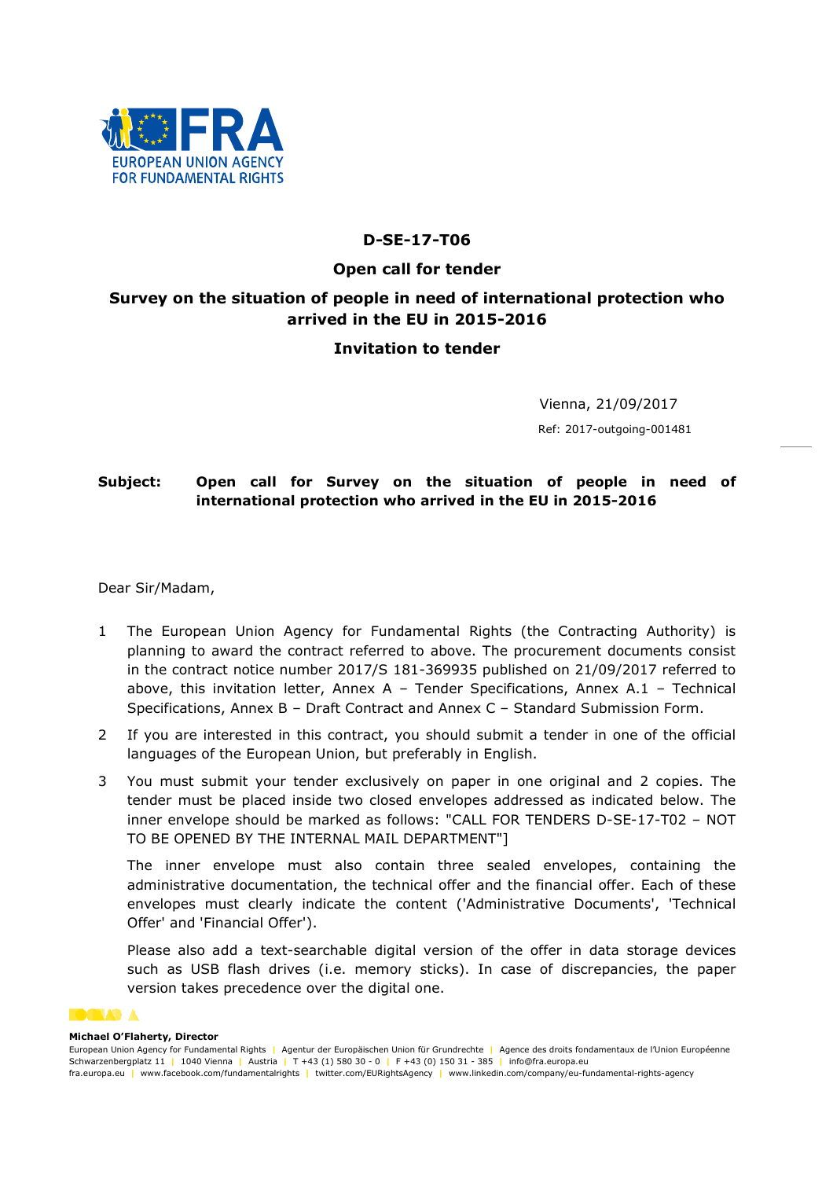**D-SE-17-T06**

**Open call for tender**

**Survey on the situation of people in need of international protection who arrived in the EU in 2015-2016**

**Invitation to tender**

Vienna, 21/09/2017

Ref: 2017-outgoing-001481

**Subject: Open call for Survey on the situation of people in need of international protection who arrived in the EU in 2015-2016**

Dear Sir/Madam,

1. The European Union Agency for Fundamental Rights (the Contracting Authority) is planning to award the contract referred to above. The procurement documents consist in the contract notice number 2017/S 181-369935 published on 21/09/2017 referred to above, this invitation letter, Annex A – Tender Specifications, Annex A.1 – Technical Specifications, Annex B – Draft Contract and Annex C – Standard Submission Form.

2. If you are interested in this contract, you should submit a tender in one of the official languages of the European Union, but preferably in English.

3. You must submit your tender exclusively on paper in one original and 2 copies. The tender must be placed inside two closed envelopes addressed as indicated below. The inner envelope should be marked as follows: "CALL FOR TENDERS D-SE-17-T02 – NOT TO BE OPENED BY THE INTERNAL MAIL DEPARTMENT"]

   The inner envelope must also contain three sealed envelopes, containing the administrative documentation, the technical offer and the financial offer. Each of these envelopes must clearly indicate the content ('Administrative Documents', 'Technical Offer' and 'Financial Offer').

   Please also add a text-searchable digital version of the offer in data storage devices such as USB flash drives (i.e. memory sticks). In case of discrepancies, the paper version takes precedence over the digital one.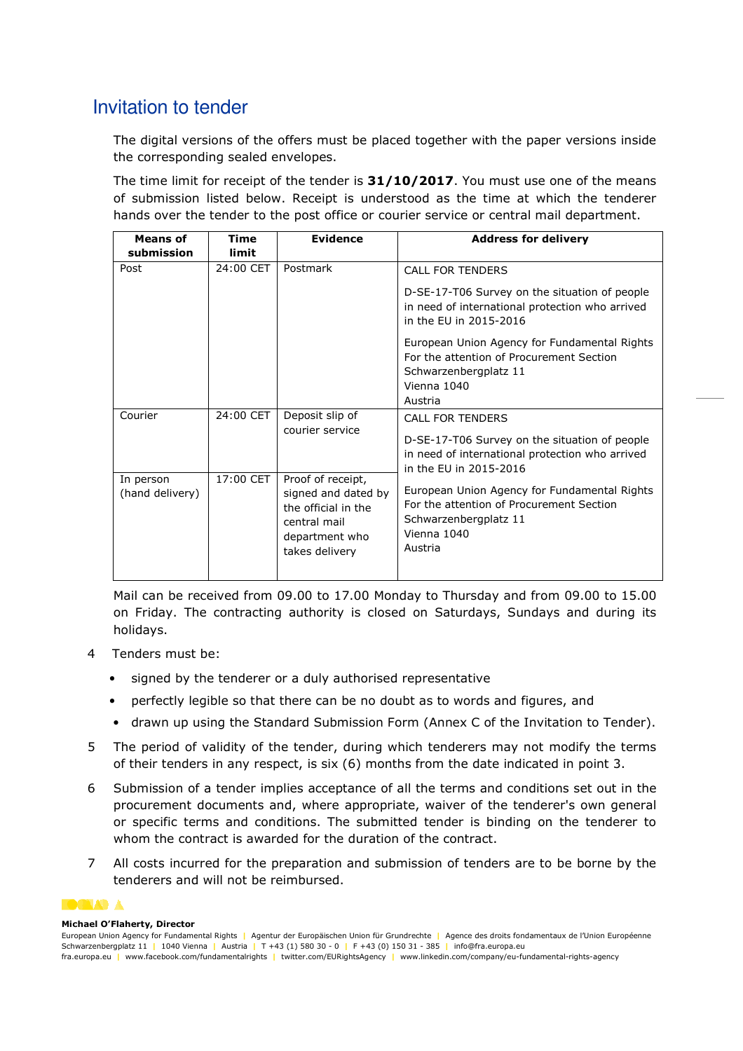# Invitation to tender

The digital versions of the offers must be placed together with the paper versions inside the corresponding sealed envelopes.

The time limit for receipt of the tender is **31/10/2017**. You must use one of the means of submission listed below. Receipt is understood as the time at which the tenderer hands over the tender to the post office or courier service or central mail department.

| Means of submission | Time limit | Evidence | Address for delivery |
|---|---|---|---|
| Post | 24:00 CET | Postmark | CALL FOR TENDERS<br><br>D-SE-17-T06 Survey on the situation of people in need of international protection who arrived in the EU in 2015-2016<br><br>European Union Agency for Fundamental Rights<br>For the attention of Procurement Section<br>Schwarzenbergplatz 11<br>Vienna 1040<br>Austria |
| Courier | 24:00 CET | Deposit slip of courier service | CALL FOR TENDERS<br><br>D-SE-17-T06 Survey on the situation of people in need of international protection who arrived in the EU in 2015-2016<br><br>European Union Agency for Fundamental Rights<br>For the attention of Procurement Section<br>Schwarzenbergplatz 11<br>Vienna 1040<br>Austria |
| In person (hand delivery) | 17:00 CET | Proof of receipt, signed and dated by the official in the central mail department who takes delivery | |

Mail can be received from 09.00 to 17.00 Monday to Thursday and from 09.00 to 15.00 on Friday. The contracting authority is closed on Saturdays, Sundays and during its holidays.

4 Tenders must be:

- signed by the tenderer or a duly authorised representative
- perfectly legible so that there can be no doubt as to words and figures, and
- drawn up using the Standard Submission Form (Annex C of the Invitation to Tender).

5 The period of validity of the tender, during which tenderers may not modify the terms of their tenders in any respect, is six (6) months from the date indicated in point 3.

6 Submission of a tender implies acceptance of all the terms and conditions set out in the procurement documents and, where appropriate, waiver of the tenderer's own general or specific terms and conditions. The submitted tender is binding on the tenderer to whom the contract is awarded for the duration of the contract.

7 All costs incurred for the preparation and submission of tenders are to be borne by the tenderers and will not be reimbursed.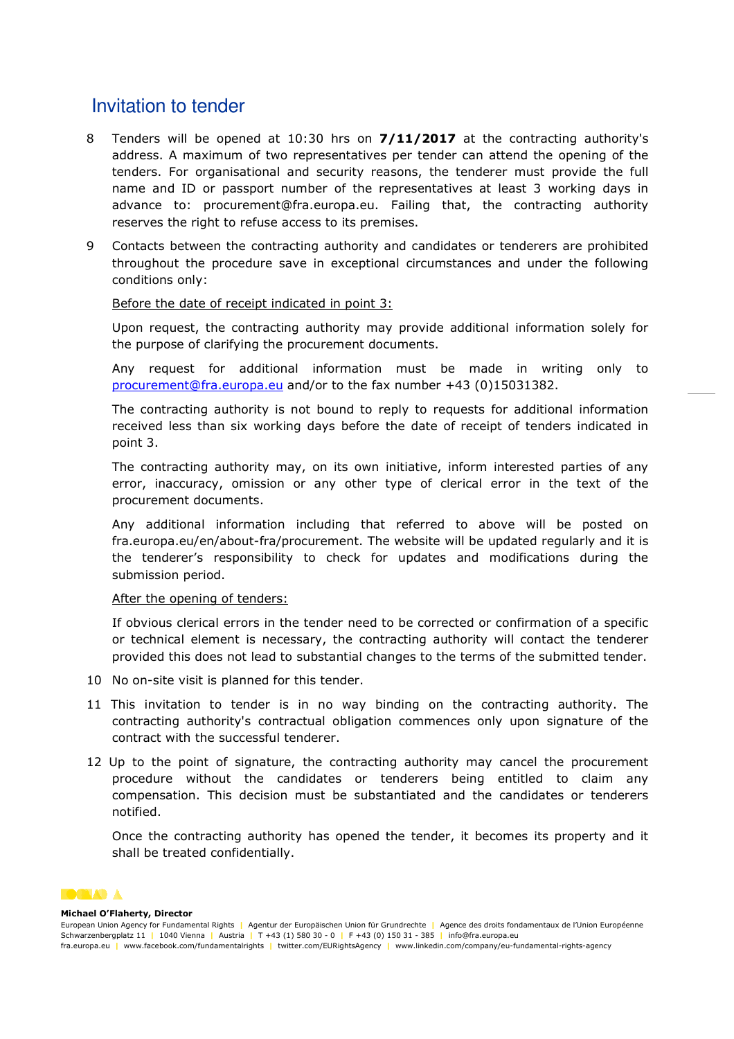# Invitation to tender

8 Tenders will be opened at 10:30 hrs on **7/11/2017** at the contracting authority's address. A maximum of two representatives per tender can attend the opening of the tenders. For organisational and security reasons, the tenderer must provide the full name and ID or passport number of the representatives at least 3 working days in advance to: procurement@fra.europa.eu. Failing that, the contracting authority reserves the right to refuse access to its premises.

9 Contacts between the contracting authority and candidates or tenderers are prohibited throughout the procedure save in exceptional circumstances and under the following conditions only:

   Before the date of receipt indicated in point 3:

   Upon request, the contracting authority may provide additional information solely for the purpose of clarifying the procurement documents.

   Any request for additional information must be made in writing only to procurement@fra.europa.eu and/or to the fax number +43 (0)15031382.

   The contracting authority is not bound to reply to requests for additional information received less than six working days before the date of receipt of tenders indicated in point 3.

   The contracting authority may, on its own initiative, inform interested parties of any error, inaccuracy, omission or any other type of clerical error in the text of the procurement documents.

   Any additional information including that referred to above will be posted on fra.europa.eu/en/about-fra/procurement. The website will be updated regularly and it is the tenderer's responsibility to check for updates and modifications during the submission period.

   After the opening of tenders:

   If obvious clerical errors in the tender need to be corrected or confirmation of a specific or technical element is necessary, the contracting authority will contact the tenderer provided this does not lead to substantial changes to the terms of the submitted tender.

10 No on-site visit is planned for this tender.

11 This invitation to tender is in no way binding on the contracting authority. The contracting authority's contractual obligation commences only upon signature of the contract with the successful tenderer.

12 Up to the point of signature, the contracting authority may cancel the procurement procedure without the candidates or tenderers being entitled to claim any compensation. This decision must be substantiated and the candidates or tenderers notified.

   Once the contracting authority has opened the tender, it becomes its property and it shall be treated confidentially.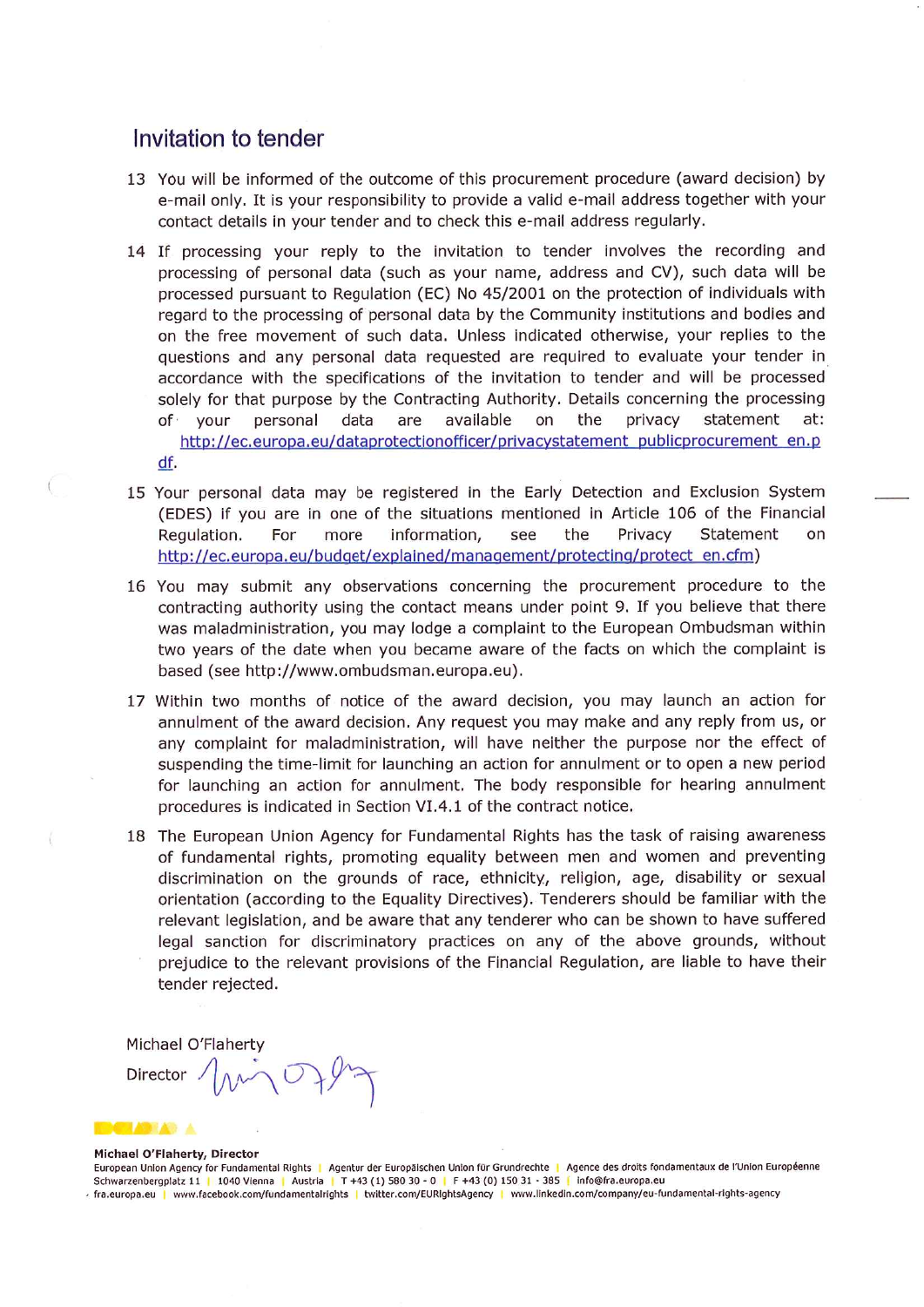## Invitation to tender

13 You will be informed of the outcome of this procurement procedure (award decision) by e-mail only. It is your responsibility to provide a valid e-mail address together with your contact details in your tender and to check this e-mail address regularly.

14 If processing your reply to the invitation to tender involves the recording and processing of personal data (such as your name, address and CV), such data will be processed pursuant to Regulation (EC) No 45/2001 on the protection of individuals with regard to the processing of personal data by the Community institutions and bodies and on the free movement of such data. Unless indicated otherwise, your replies to the questions and any personal data requested are required to evaluate your tender in accordance with the specifications of the invitation to tender and will be processed solely for that purpose by the Contracting Authority. Details concerning the processing of your personal data are available on the privacy statement at: http://ec.europa.eu/dataprotectionofficer/privacystatement_publicprocurement_en.pdf.

15 Your personal data may be registered in the Early Detection and Exclusion System (EDES) if you are in one of the situations mentioned in Article 106 of the Financial Regulation. For more information, see the Privacy Statement on http://ec.europa.eu/budget/explained/management/protecting/protect_en.cfm)

16 You may submit any observations concerning the procurement procedure to the contracting authority using the contact means under point 9. If you believe that there was maladministration, you may lodge a complaint to the European Ombudsman within two years of the date when you became aware of the facts on which the complaint is based (see http://www.ombudsman.europa.eu).

17 Within two months of notice of the award decision, you may launch an action for annulment of the award decision. Any request you may make and any reply from us, or any complaint for maladministration, will have neither the purpose nor the effect of suspending the time-limit for launching an action for annulment or to open a new period for launching an action for annulment. The body responsible for hearing annulment procedures is indicated in Section VI.4.1 of the contract notice.

18 The European Union Agency for Fundamental Rights has the task of raising awareness of fundamental rights, promoting equality between men and women and preventing discrimination on the grounds of race, ethnicity, religion, age, disability or sexual orientation (according to the Equality Directives). Tenderers should be familiar with the relevant legislation, and be aware that any tenderer who can be shown to have suffered legal sanction for discriminatory practices on any of the above grounds, without prejudice to the relevant provisions of the Financial Regulation, are liable to have their tender rejected.

Michael O'Flaherty

Director

**Michael O'Flaherty, Director**

European Union Agency for Fundamental Rights | Agentur der Europäischen Union für Grundrechte | Agence des droits fondamentaux de l'Union Européenne
Schwarzenbergplatz 11 | 1040 Vienna | Austria | T +43 (1) 580 30 - 0 | F +43 (0) 150 31 - 385 | info@fra.europa.eu
fra.europa.eu | www.facebook.com/fundamentalrights | twitter.com/EURightsAgency | www.linkedin.com/company/eu-fundamental-rights-agency